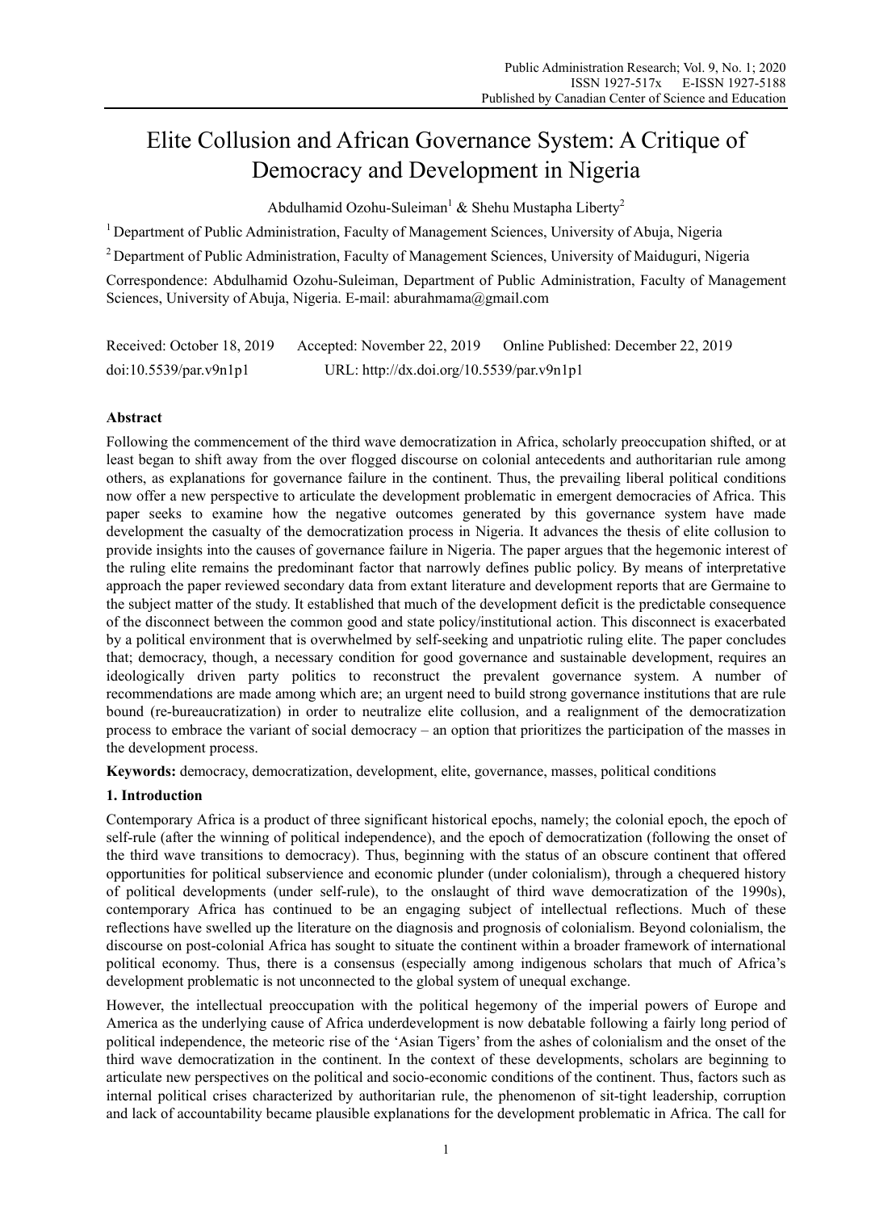# Elite Collusion and African Governance System: A Critique of Democracy and Development in Nigeria

Abdulhamid Ozohu-Suleiman[1] & Shehu Mustapha Liberty[2]

[1] Department of Public Administration, Faculty of Management Sciences, University of Abuja, Nigeria

[2] Department of Public Administration, Faculty of Management Sciences, University of Maiduguri, Nigeria

Correspondence: Abdulhamid Ozohu-Suleiman, Department of Public Administration, Faculty of Management Sciences, University of Abuja, Nigeria. E-mail: aburahmama@gmail.com

Received: October 18, 2019  Accepted: November 22, 2019  Online Published: December 22, 2019

doi:10.5539/par.v9n1p1  URL: http://dx.doi.org/10.5539/par.v9n1p1

## Abstract

Following the commencement of the third wave democratization in Africa, scholarly preoccupation shifted, or at least began to shift away from the over flogged discourse on colonial antecedents and authoritarian rule among others, as explanations for governance failure in the continent. Thus, the prevailing liberal political conditions now offer a new perspective to articulate the development problematic in emergent democracies of Africa. This paper seeks to examine how the negative outcomes generated by this governance system have made development the casualty of the democratization process in Nigeria. It advances the thesis of elite collusion to provide insights into the causes of governance failure in Nigeria. The paper argues that the hegemonic interest of the ruling elite remains the predominant factor that narrowly defines public policy. By means of interpretative approach the paper reviewed secondary data from extant literature and development reports that are Germaine to the subject matter of the study. It established that much of the development deficit is the predictable consequence of the disconnect between the common good and state policy/institutional action. This disconnect is exacerbated by a political environment that is overwhelmed by self-seeking and unpatriotic ruling elite. The paper concludes that; democracy, though, a necessary condition for good governance and sustainable development, requires an ideologically driven party politics to reconstruct the prevalent governance system. A number of recommendations are made among which are; an urgent need to build strong governance institutions that are rule bound (re-bureaucratization) in order to neutralize elite collusion, and a realignment of the democratization process to embrace the variant of social democracy – an option that prioritizes the participation of the masses in the development process.

**Keywords:** democracy, democratization, development, elite, governance, masses, political conditions

## 1. Introduction

Contemporary Africa is a product of three significant historical epochs, namely; the colonial epoch, the epoch of self-rule (after the winning of political independence), and the epoch of democratization (following the onset of the third wave transitions to democracy). Thus, beginning with the status of an obscure continent that offered opportunities for political subservience and economic plunder (under colonialism), through a chequered history of political developments (under self-rule), to the onslaught of third wave democratization of the 1990s), contemporary Africa has continued to be an engaging subject of intellectual reflections. Much of these reflections have swelled up the literature on the diagnosis and prognosis of colonialism. Beyond colonialism, the discourse on post-colonial Africa has sought to situate the continent within a broader framework of international political economy. Thus, there is a consensus (especially among indigenous scholars that much of Africa's development problematic is not unconnected to the global system of unequal exchange.

However, the intellectual preoccupation with the political hegemony of the imperial powers of Europe and America as the underlying cause of Africa underdevelopment is now debatable following a fairly long period of political independence, the meteoric rise of the 'Asian Tigers' from the ashes of colonialism and the onset of the third wave democratization in the continent. In the context of these developments, scholars are beginning to articulate new perspectives on the political and socio-economic conditions of the continent. Thus, factors such as internal political crises characterized by authoritarian rule, the phenomenon of sit-tight leadership, corruption and lack of accountability became plausible explanations for the development problematic in Africa. The call for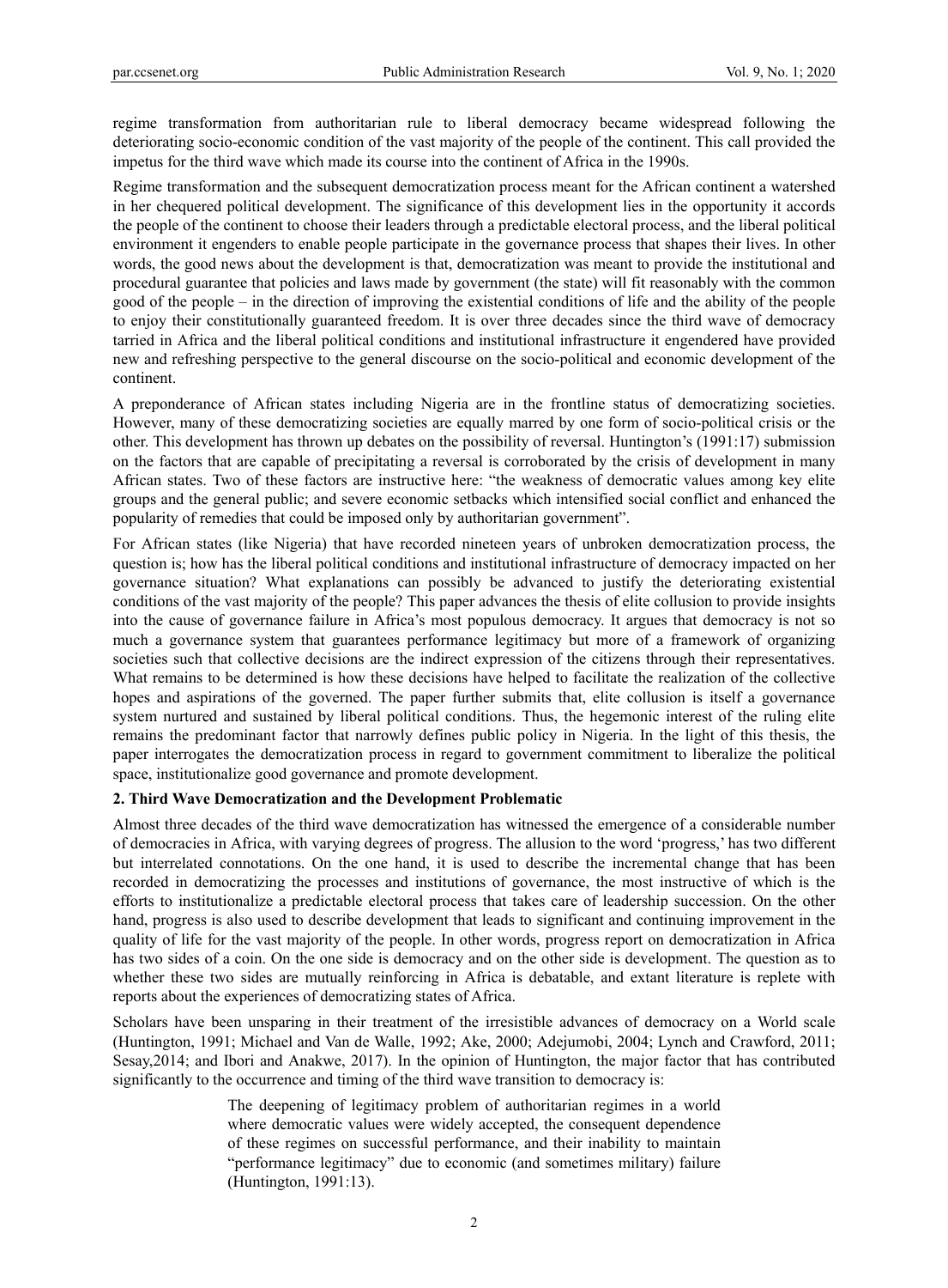regime transformation from authoritarian rule to liberal democracy became widespread following the deteriorating socio-economic condition of the vast majority of the people of the continent. This call provided the impetus for the third wave which made its course into the continent of Africa in the 1990s.

Regime transformation and the subsequent democratization process meant for the African continent a watershed in her chequered political development. The significance of this development lies in the opportunity it accords the people of the continent to choose their leaders through a predictable electoral process, and the liberal political environment it engenders to enable people participate in the governance process that shapes their lives. In other words, the good news about the development is that, democratization was meant to provide the institutional and procedural guarantee that policies and laws made by government (the state) will fit reasonably with the common good of the people – in the direction of improving the existential conditions of life and the ability of the people to enjoy their constitutionally guaranteed freedom. It is over three decades since the third wave of democracy tarried in Africa and the liberal political conditions and institutional infrastructure it engendered have provided new and refreshing perspective to the general discourse on the socio-political and economic development of the continent.

A preponderance of African states including Nigeria are in the frontline status of democratizing societies. However, many of these democratizing societies are equally marred by one form of socio-political crisis or the other. This development has thrown up debates on the possibility of reversal. Huntington's (1991:17) submission on the factors that are capable of precipitating a reversal is corroborated by the crisis of development in many African states. Two of these factors are instructive here: "the weakness of democratic values among key elite groups and the general public; and severe economic setbacks which intensified social conflict and enhanced the popularity of remedies that could be imposed only by authoritarian government".

For African states (like Nigeria) that have recorded nineteen years of unbroken democratization process, the question is; how has the liberal political conditions and institutional infrastructure of democracy impacted on her governance situation? What explanations can possibly be advanced to justify the deteriorating existential conditions of the vast majority of the people? This paper advances the thesis of elite collusion to provide insights into the cause of governance failure in Africa's most populous democracy. It argues that democracy is not so much a governance system that guarantees performance legitimacy but more of a framework of organizing societies such that collective decisions are the indirect expression of the citizens through their representatives. What remains to be determined is how these decisions have helped to facilitate the realization of the collective hopes and aspirations of the governed. The paper further submits that, elite collusion is itself a governance system nurtured and sustained by liberal political conditions. Thus, the hegemonic interest of the ruling elite remains the predominant factor that narrowly defines public policy in Nigeria. In the light of this thesis, the paper interrogates the democratization process in regard to government commitment to liberalize the political space, institutionalize good governance and promote development.

## 2. Third Wave Democratization and the Development Problematic

Almost three decades of the third wave democratization has witnessed the emergence of a considerable number of democracies in Africa, with varying degrees of progress. The allusion to the word 'progress,' has two different but interrelated connotations. On the one hand, it is used to describe the incremental change that has been recorded in democratizing the processes and institutions of governance, the most instructive of which is the efforts to institutionalize a predictable electoral process that takes care of leadership succession. On the other hand, progress is also used to describe development that leads to significant and continuing improvement in the quality of life for the vast majority of the people. In other words, progress report on democratization in Africa has two sides of a coin. On the one side is democracy and on the other side is development. The question as to whether these two sides are mutually reinforcing in Africa is debatable, and extant literature is replete with reports about the experiences of democratizing states of Africa.

Scholars have been unsparing in their treatment of the irresistible advances of democracy on a World scale (Huntington, 1991; Michael and Van de Walle, 1992; Ake, 2000; Adejumobi, 2004; Lynch and Crawford, 2011; Sesay,2014; and Ibori and Anakwe, 2017). In the opinion of Huntington, the major factor that has contributed significantly to the occurrence and timing of the third wave transition to democracy is:

> The deepening of legitimacy problem of authoritarian regimes in a world where democratic values were widely accepted, the consequent dependence of these regimes on successful performance, and their inability to maintain "performance legitimacy" due to economic (and sometimes military) failure (Huntington, 1991:13).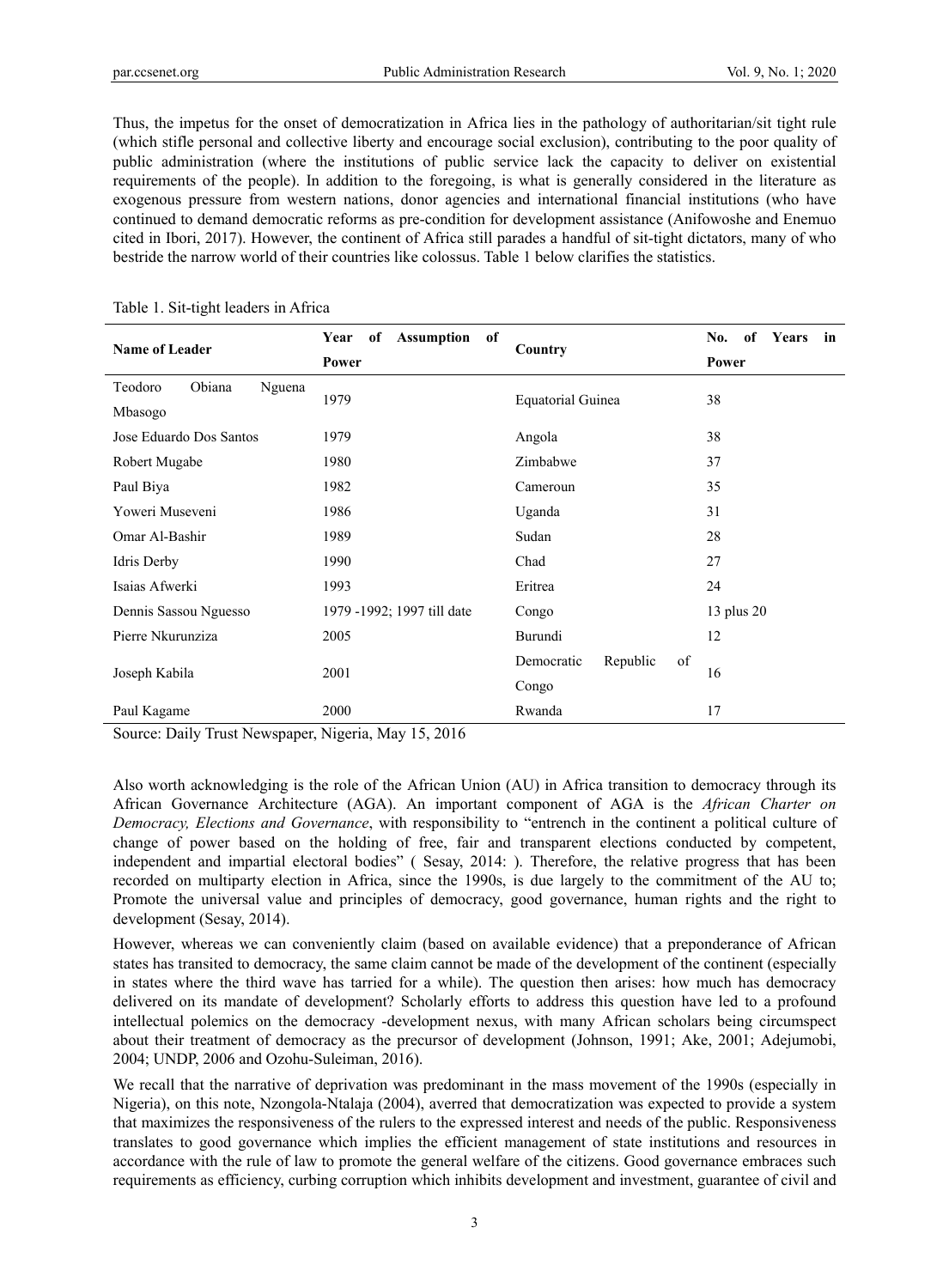Thus, the impetus for the onset of democratization in Africa lies in the pathology of authoritarian/sit tight rule (which stifle personal and collective liberty and encourage social exclusion), contributing to the poor quality of public administration (where the institutions of public service lack the capacity to deliver on existential requirements of the people). In addition to the foregoing, is what is generally considered in the literature as exogenous pressure from western nations, donor agencies and international financial institutions (who have continued to demand democratic reforms as pre-condition for development assistance (Anifowoshe and Enemuo cited in Ibori, 2017). However, the continent of Africa still parades a handful of sit-tight dictators, many of who bestride the narrow world of their countries like colossus. Table 1 below clarifies the statistics.

Table 1. Sit-tight leaders in Africa

| Name of Leader | Year of Assumption of Power | Country | No. of Years in Power |
|---|---|---|---|
| Teodoro Obiana Nguena Mbasogo | 1979 | Equatorial Guinea | 38 |
| Jose Eduardo Dos Santos | 1979 | Angola | 38 |
| Robert Mugabe | 1980 | Zimbabwe | 37 |
| Paul Biya | 1982 | Cameroun | 35 |
| Yoweri Museveni | 1986 | Uganda | 31 |
| Omar Al-Bashir | 1989 | Sudan | 28 |
| Idris Derby | 1990 | Chad | 27 |
| Isaias Afwerki | 1993 | Eritrea | 24 |
| Dennis Sassou Nguesso | 1979 -1992; 1997 till date | Congo | 13 plus 20 |
| Pierre Nkurunziza | 2005 | Burundi | 12 |
| Joseph Kabila | 2001 | Democratic Republic of Congo | 16 |
| Paul Kagame | 2000 | Rwanda | 17 |

Source: Daily Trust Newspaper, Nigeria, May 15, 2016

Also worth acknowledging is the role of the African Union (AU) in Africa transition to democracy through its African Governance Architecture (AGA). An important component of AGA is the *African Charter on Democracy, Elections and Governance*, with responsibility to "entrench in the continent a political culture of change of power based on the holding of free, fair and transparent elections conducted by competent, independent and impartial electoral bodies" ( Sesay, 2014: ). Therefore, the relative progress that has been recorded on multiparty election in Africa, since the 1990s, is due largely to the commitment of the AU to; Promote the universal value and principles of democracy, good governance, human rights and the right to development (Sesay, 2014).

However, whereas we can conveniently claim (based on available evidence) that a preponderance of African states has transited to democracy, the same claim cannot be made of the development of the continent (especially in states where the third wave has tarried for a while). The question then arises: how much has democracy delivered on its mandate of development? Scholarly efforts to address this question have led to a profound intellectual polemics on the democracy -development nexus, with many African scholars being circumspect about their treatment of democracy as the precursor of development (Johnson, 1991; Ake, 2001; Adejumobi, 2004; UNDP, 2006 and Ozohu-Suleiman, 2016).

We recall that the narrative of deprivation was predominant in the mass movement of the 1990s (especially in Nigeria), on this note, Nzongola-Ntalaja (2004), averred that democratization was expected to provide a system that maximizes the responsiveness of the rulers to the expressed interest and needs of the public. Responsiveness translates to good governance which implies the efficient management of state institutions and resources in accordance with the rule of law to promote the general welfare of the citizens. Good governance embraces such requirements as efficiency, curbing corruption which inhibits development and investment, guarantee of civil and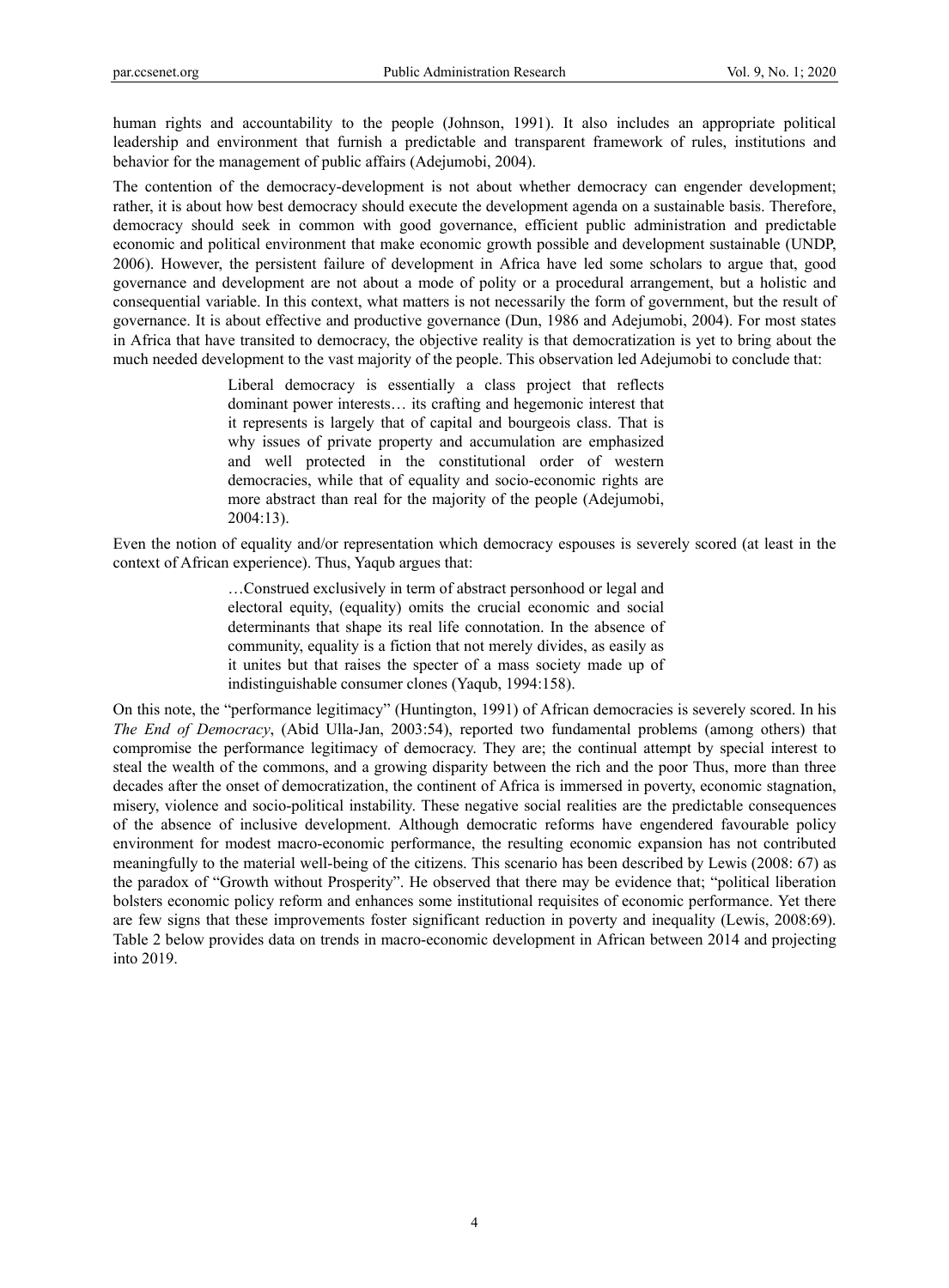human rights and accountability to the people (Johnson, 1991). It also includes an appropriate political leadership and environment that furnish a predictable and transparent framework of rules, institutions and behavior for the management of public affairs (Adejumobi, 2004).

The contention of the democracy-development is not about whether democracy can engender development; rather, it is about how best democracy should execute the development agenda on a sustainable basis. Therefore, democracy should seek in common with good governance, efficient public administration and predictable economic and political environment that make economic growth possible and development sustainable (UNDP, 2006). However, the persistent failure of development in Africa have led some scholars to argue that, good governance and development are not about a mode of polity or a procedural arrangement, but a holistic and consequential variable. In this context, what matters is not necessarily the form of government, but the result of governance. It is about effective and productive governance (Dun, 1986 and Adejumobi, 2004). For most states in Africa that have transited to democracy, the objective reality is that democratization is yet to bring about the much needed development to the vast majority of the people. This observation led Adejumobi to conclude that:

> Liberal democracy is essentially a class project that reflects dominant power interests… its crafting and hegemonic interest that it represents is largely that of capital and bourgeois class. That is why issues of private property and accumulation are emphasized and well protected in the constitutional order of western democracies, while that of equality and socio-economic rights are more abstract than real for the majority of the people (Adejumobi, 2004:13).

Even the notion of equality and/or representation which democracy espouses is severely scored (at least in the context of African experience). Thus, Yaqub argues that:

> …Construed exclusively in term of abstract personhood or legal and electoral equity, (equality) omits the crucial economic and social determinants that shape its real life connotation. In the absence of community, equality is a fiction that not merely divides, as easily as it unites but that raises the specter of a mass society made up of indistinguishable consumer clones (Yaqub, 1994:158).

On this note, the "performance legitimacy" (Huntington, 1991) of African democracies is severely scored. In his *The End of Democracy*, (Abid Ulla-Jan, 2003:54), reported two fundamental problems (among others) that compromise the performance legitimacy of democracy. They are; the continual attempt by special interest to steal the wealth of the commons, and a growing disparity between the rich and the poor Thus, more than three decades after the onset of democratization, the continent of Africa is immersed in poverty, economic stagnation, misery, violence and socio-political instability. These negative social realities are the predictable consequences of the absence of inclusive development. Although democratic reforms have engendered favourable policy environment for modest macro-economic performance, the resulting economic expansion has not contributed meaningfully to the material well-being of the citizens. This scenario has been described by Lewis (2008: 67) as the paradox of "Growth without Prosperity". He observed that there may be evidence that; "political liberation bolsters economic policy reform and enhances some institutional requisites of economic performance. Yet there are few signs that these improvements foster significant reduction in poverty and inequality (Lewis, 2008:69). Table 2 below provides data on trends in macro-economic development in African between 2014 and projecting into 2019.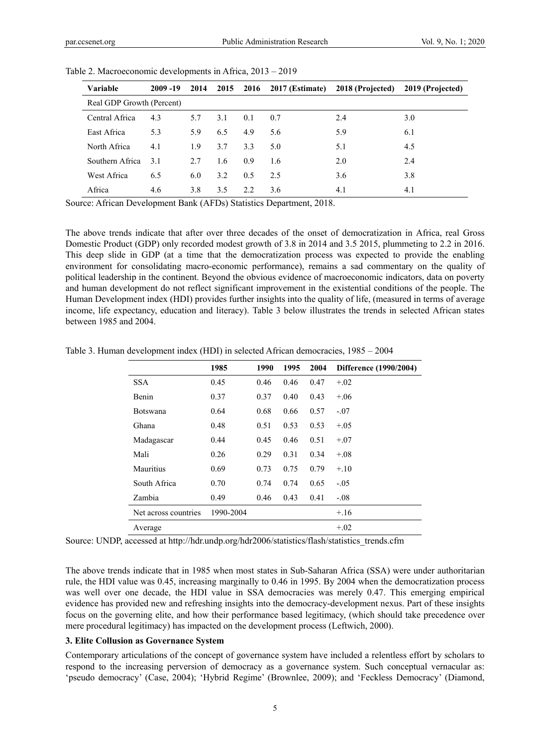Table 2. Macroeconomic developments in Africa, 2013 – 2019

| Variable | 2009 -19 | 2014 | 2015 | 2016 | 2017 (Estimate) | 2018 (Projected) | 2019 (Projected) |
|---|---|---|---|---|---|---|---|
| Real GDP Growth (Percent) | | | | | | | |
| Central Africa | 4.3 | 5.7 | 3.1 | 0.1 | 0.7 | 2.4 | 3.0 |
| East Africa | 5.3 | 5.9 | 6.5 | 4.9 | 5.6 | 5.9 | 6.1 |
| North Africa | 4.1 | 1.9 | 3.7 | 3.3 | 5.0 | 5.1 | 4.5 |
| Southern Africa | 3.1 | 2.7 | 1.6 | 0.9 | 1.6 | 2.0 | 2.4 |
| West Africa | 6.5 | 6.0 | 3.2 | 0.5 | 2.5 | 3.6 | 3.8 |
| Africa | 4.6 | 3.8 | 3.5 | 2.2 | 3.6 | 4.1 | 4.1 |

Source: African Development Bank (AFDs) Statistics Department, 2018.

The above trends indicate that after over three decades of the onset of democratization in Africa, real Gross Domestic Product (GDP) only recorded modest growth of 3.8 in 2014 and 3.5 2015, plummeting to 2.2 in 2016. This deep slide in GDP (at a time that the democratization process was expected to provide the enabling environment for consolidating macro-economic performance), remains a sad commentary on the quality of political leadership in the continent. Beyond the obvious evidence of macroeconomic indicators, data on poverty and human development do not reflect significant improvement in the existential conditions of the people. The Human Development index (HDI) provides further insights into the quality of life, (measured in terms of average income, life expectancy, education and literacy). Table 3 below illustrates the trends in selected African states between 1985 and 2004.

Table 3. Human development index (HDI) in selected African democracies, 1985 – 2004

| | 1985 | 1990 | 1995 | 2004 | Difference (1990/2004) |
|---|---|---|---|---|---|
| SSA | 0.45 | 0.46 | 0.46 | 0.47 | +.02 |
| Benin | 0.37 | 0.37 | 0.40 | 0.43 | +.06 |
| Botswana | 0.64 | 0.68 | 0.66 | 0.57 | -.07 |
| Ghana | 0.48 | 0.51 | 0.53 | 0.53 | +.05 |
| Madagascar | 0.44 | 0.45 | 0.46 | 0.51 | +.07 |
| Mali | 0.26 | 0.29 | 0.31 | 0.34 | +.08 |
| Mauritius | 0.69 | 0.73 | 0.75 | 0.79 | +.10 |
| South Africa | 0.70 | 0.74 | 0.74 | 0.65 | -.05 |
| Zambia | 0.49 | 0.46 | 0.43 | 0.41 | -.08 |
| Net across countries | 1990-2004 | | | | +.16 |
| Average | | | | | +.02 |

Source: UNDP, accessed at http://hdr.undp.org/hdr2006/statistics/flash/statistics_trends.cfm

The above trends indicate that in 1985 when most states in Sub-Saharan Africa (SSA) were under authoritarian rule, the HDI value was 0.45, increasing marginally to 0.46 in 1995. By 2004 when the democratization process was well over one decade, the HDI value in SSA democracies was merely 0.47. This emerging empirical evidence has provided new and refreshing insights into the democracy-development nexus. Part of these insights focus on the governing elite, and how their performance based legitimacy, (which should take precedence over mere procedural legitimacy) has impacted on the development process (Leftwich, 2000).

### 3. Elite Collusion as Governance System

Contemporary articulations of the concept of governance system have included a relentless effort by scholars to respond to the increasing perversion of democracy as a governance system. Such conceptual vernacular as: 'pseudo democracy' (Case, 2004); 'Hybrid Regime' (Brownlee, 2009); and 'Feckless Democracy' (Diamond,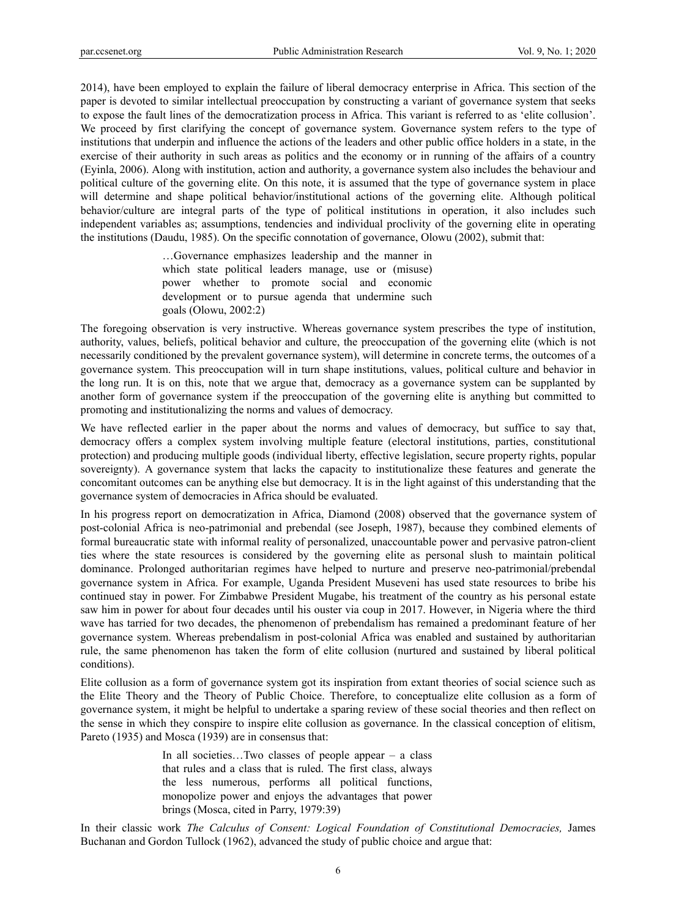2014), have been employed to explain the failure of liberal democracy enterprise in Africa. This section of the paper is devoted to similar intellectual preoccupation by constructing a variant of governance system that seeks to expose the fault lines of the democratization process in Africa. This variant is referred to as 'elite collusion'. We proceed by first clarifying the concept of governance system. Governance system refers to the type of institutions that underpin and influence the actions of the leaders and other public office holders in a state, in the exercise of their authority in such areas as politics and the economy or in running of the affairs of a country (Eyinla, 2006). Along with institution, action and authority, a governance system also includes the behaviour and political culture of the governing elite. On this note, it is assumed that the type of governance system in place will determine and shape political behavior/institutional actions of the governing elite. Although political behavior/culture are integral parts of the type of political institutions in operation, it also includes such independent variables as; assumptions, tendencies and individual proclivity of the governing elite in operating the institutions (Daudu, 1985). On the specific connotation of governance, Olowu (2002), submit that:

> …Governance emphasizes leadership and the manner in which state political leaders manage, use or (misuse) power whether to promote social and economic development or to pursue agenda that undermine such goals (Olowu, 2002:2)

The foregoing observation is very instructive. Whereas governance system prescribes the type of institution, authority, values, beliefs, political behavior and culture, the preoccupation of the governing elite (which is not necessarily conditioned by the prevalent governance system), will determine in concrete terms, the outcomes of a governance system. This preoccupation will in turn shape institutions, values, political culture and behavior in the long run. It is on this, note that we argue that, democracy as a governance system can be supplanted by another form of governance system if the preoccupation of the governing elite is anything but committed to promoting and institutionalizing the norms and values of democracy.

We have reflected earlier in the paper about the norms and values of democracy, but suffice to say that, democracy offers a complex system involving multiple feature (electoral institutions, parties, constitutional protection) and producing multiple goods (individual liberty, effective legislation, secure property rights, popular sovereignty). A governance system that lacks the capacity to institutionalize these features and generate the concomitant outcomes can be anything else but democracy. It is in the light against of this understanding that the governance system of democracies in Africa should be evaluated.

In his progress report on democratization in Africa, Diamond (2008) observed that the governance system of post-colonial Africa is neo-patrimonial and prebendal (see Joseph, 1987), because they combined elements of formal bureaucratic state with informal reality of personalized, unaccountable power and pervasive patron-client ties where the state resources is considered by the governing elite as personal slush to maintain political dominance. Prolonged authoritarian regimes have helped to nurture and preserve neo-patrimonial/prebendal governance system in Africa. For example, Uganda President Museveni has used state resources to bribe his continued stay in power. For Zimbabwe President Mugabe, his treatment of the country as his personal estate saw him in power for about four decades until his ouster via coup in 2017. However, in Nigeria where the third wave has tarried for two decades, the phenomenon of prebendalism has remained a predominant feature of her governance system. Whereas prebendalism in post-colonial Africa was enabled and sustained by authoritarian rule, the same phenomenon has taken the form of elite collusion (nurtured and sustained by liberal political conditions).

Elite collusion as a form of governance system got its inspiration from extant theories of social science such as the Elite Theory and the Theory of Public Choice. Therefore, to conceptualize elite collusion as a form of governance system, it might be helpful to undertake a sparing review of these social theories and then reflect on the sense in which they conspire to inspire elite collusion as governance. In the classical conception of elitism, Pareto (1935) and Mosca (1939) are in consensus that:

> In all societies…Two classes of people appear – a class that rules and a class that is ruled. The first class, always the less numerous, performs all political functions, monopolize power and enjoys the advantages that power brings (Mosca, cited in Parry, 1979:39)

In their classic work *The Calculus of Consent: Logical Foundation of Constitutional Democracies,* James Buchanan and Gordon Tullock (1962), advanced the study of public choice and argue that: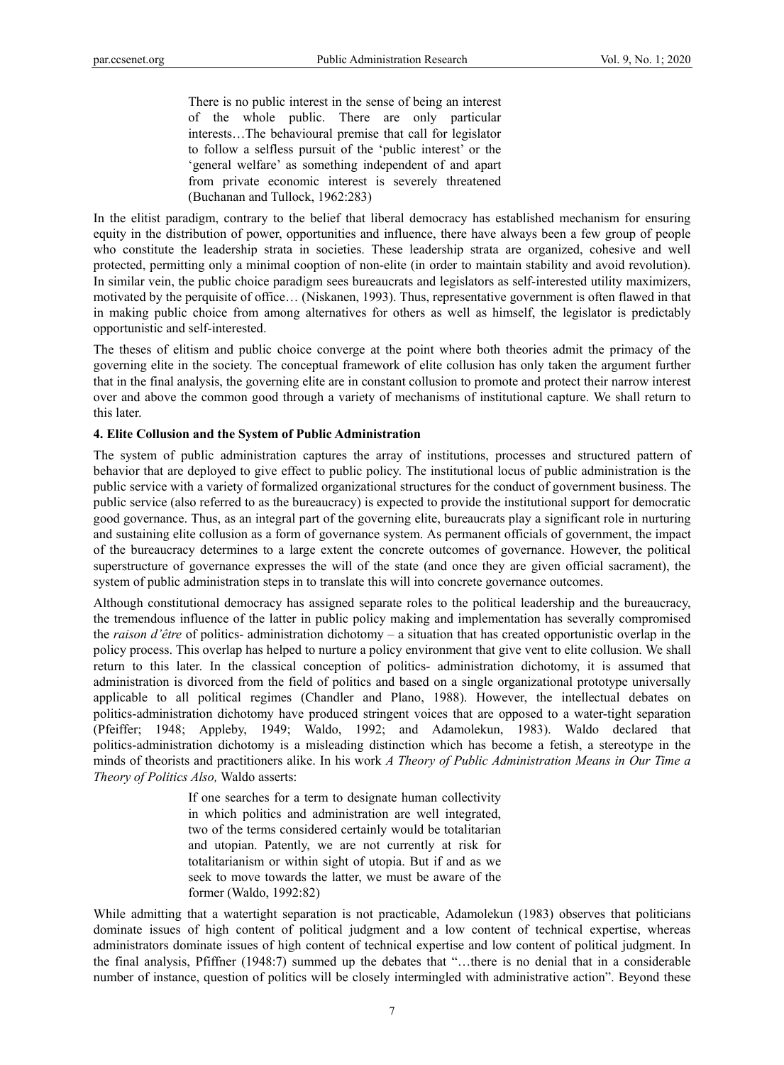> There is no public interest in the sense of being an interest of the whole public. There are only particular interests…The behavioural premise that call for legislator to follow a selfless pursuit of the 'public interest' or the 'general welfare' as something independent of and apart from private economic interest is severely threatened (Buchanan and Tullock, 1962:283)

In the elitist paradigm, contrary to the belief that liberal democracy has established mechanism for ensuring equity in the distribution of power, opportunities and influence, there have always been a few group of people who constitute the leadership strata in societies. These leadership strata are organized, cohesive and well protected, permitting only a minimal cooption of non-elite (in order to maintain stability and avoid revolution). In similar vein, the public choice paradigm sees bureaucrats and legislators as self-interested utility maximizers, motivated by the perquisite of office… (Niskanen, 1993). Thus, representative government is often flawed in that in making public choice from among alternatives for others as well as himself, the legislator is predictably opportunistic and self-interested.

The theses of elitism and public choice converge at the point where both theories admit the primacy of the governing elite in the society. The conceptual framework of elite collusion has only taken the argument further that in the final analysis, the governing elite are in constant collusion to promote and protect their narrow interest over and above the common good through a variety of mechanisms of institutional capture. We shall return to this later.

**4. Elite Collusion and the System of Public Administration**

The system of public administration captures the array of institutions, processes and structured pattern of behavior that are deployed to give effect to public policy. The institutional locus of public administration is the public service with a variety of formalized organizational structures for the conduct of government business. The public service (also referred to as the bureaucracy) is expected to provide the institutional support for democratic good governance. Thus, as an integral part of the governing elite, bureaucrats play a significant role in nurturing and sustaining elite collusion as a form of governance system. As permanent officials of government, the impact of the bureaucracy determines to a large extent the concrete outcomes of governance. However, the political superstructure of governance expresses the will of the state (and once they are given official sacrament), the system of public administration steps in to translate this will into concrete governance outcomes.

Although constitutional democracy has assigned separate roles to the political leadership and the bureaucracy, the tremendous influence of the latter in public policy making and implementation has severally compromised the *raison d'être* of politics- administration dichotomy – a situation that has created opportunistic overlap in the policy process. This overlap has helped to nurture a policy environment that give vent to elite collusion. We shall return to this later. In the classical conception of politics- administration dichotomy, it is assumed that administration is divorced from the field of politics and based on a single organizational prototype universally applicable to all political regimes (Chandler and Plano, 1988). However, the intellectual debates on politics-administration dichotomy have produced stringent voices that are opposed to a water-tight separation (Pfeiffer; 1948; Appleby, 1949; Waldo, 1992; and Adamolekun, 1983). Waldo declared that politics-administration dichotomy is a misleading distinction which has become a fetish, a stereotype in the minds of theorists and practitioners alike. In his work *A Theory of Public Administration Means in Our Time a Theory of Politics Also,* Waldo asserts:

> If one searches for a term to designate human collectivity in which politics and administration are well integrated, two of the terms considered certainly would be totalitarian and utopian. Patently, we are not currently at risk for totalitarianism or within sight of utopia. But if and as we seek to move towards the latter, we must be aware of the former (Waldo, 1992:82)

While admitting that a watertight separation is not practicable, Adamolekun (1983) observes that politicians dominate issues of high content of political judgment and a low content of technical expertise, whereas administrators dominate issues of high content of technical expertise and low content of political judgment. In the final analysis, Pfiffner (1948:7) summed up the debates that "…there is no denial that in a considerable number of instance, question of politics will be closely intermingled with administrative action". Beyond these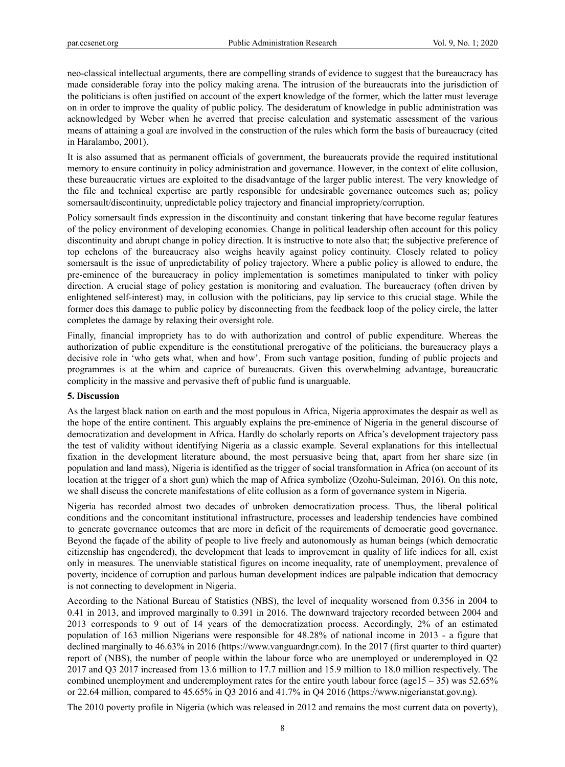neo-classical intellectual arguments, there are compelling strands of evidence to suggest that the bureaucracy has made considerable foray into the policy making arena. The intrusion of the bureaucrats into the jurisdiction of the politicians is often justified on account of the expert knowledge of the former, which the latter must leverage on in order to improve the quality of public policy. The desideratum of knowledge in public administration was acknowledged by Weber when he averred that precise calculation and systematic assessment of the various means of attaining a goal are involved in the construction of the rules which form the basis of bureaucracy (cited in Haralambo, 2001).

It is also assumed that as permanent officials of government, the bureaucrats provide the required institutional memory to ensure continuity in policy administration and governance. However, in the context of elite collusion, these bureaucratic virtues are exploited to the disadvantage of the larger public interest. The very knowledge of the file and technical expertise are partly responsible for undesirable governance outcomes such as; policy somersault/discontinuity, unpredictable policy trajectory and financial impropriety/corruption.

Policy somersault finds expression in the discontinuity and constant tinkering that have become regular features of the policy environment of developing economies. Change in political leadership often account for this policy discontinuity and abrupt change in policy direction. It is instructive to note also that; the subjective preference of top echelons of the bureaucracy also weighs heavily against policy continuity. Closely related to policy somersault is the issue of unpredictability of policy trajectory. Where a public policy is allowed to endure, the pre-eminence of the bureaucracy in policy implementation is sometimes manipulated to tinker with policy direction. A crucial stage of policy gestation is monitoring and evaluation. The bureaucracy (often driven by enlightened self-interest) may, in collusion with the politicians, pay lip service to this crucial stage. While the former does this damage to public policy by disconnecting from the feedback loop of the policy circle, the latter completes the damage by relaxing their oversight role.

Finally, financial impropriety has to do with authorization and control of public expenditure. Whereas the authorization of public expenditure is the constitutional prerogative of the politicians, the bureaucracy plays a decisive role in 'who gets what, when and how'. From such vantage position, funding of public projects and programmes is at the whim and caprice of bureaucrats. Given this overwhelming advantage, bureaucratic complicity in the massive and pervasive theft of public fund is unarguable.

## 5. Discussion

As the largest black nation on earth and the most populous in Africa, Nigeria approximates the despair as well as the hope of the entire continent. This arguably explains the pre-eminence of Nigeria in the general discourse of democratization and development in Africa. Hardly do scholarly reports on Africa's development trajectory pass the test of validity without identifying Nigeria as a classic example. Several explanations for this intellectual fixation in the development literature abound, the most persuasive being that, apart from her share size (in population and land mass), Nigeria is identified as the trigger of social transformation in Africa (on account of its location at the trigger of a short gun) which the map of Africa symbolize (Ozohu-Suleiman, 2016). On this note, we shall discuss the concrete manifestations of elite collusion as a form of governance system in Nigeria.

Nigeria has recorded almost two decades of unbroken democratization process. Thus, the liberal political conditions and the concomitant institutional infrastructure, processes and leadership tendencies have combined to generate governance outcomes that are more in deficit of the requirements of democratic good governance. Beyond the façade of the ability of people to live freely and autonomously as human beings (which democratic citizenship has engendered), the development that leads to improvement in quality of life indices for all, exist only in measures. The unenviable statistical figures on income inequality, rate of unemployment, prevalence of poverty, incidence of corruption and parlous human development indices are palpable indication that democracy is not connecting to development in Nigeria.

According to the National Bureau of Statistics (NBS), the level of inequality worsened from 0.356 in 2004 to 0.41 in 2013, and improved marginally to 0.391 in 2016. The downward trajectory recorded between 2004 and 2013 corresponds to 9 out of 14 years of the democratization process. Accordingly, 2% of an estimated population of 163 million Nigerians were responsible for 48.28% of national income in 2013 - a figure that declined marginally to 46.63% in 2016 (https://www.vanguardngr.com). In the 2017 (first quarter to third quarter) report of (NBS), the number of people within the labour force who are unemployed or underemployed in Q2 2017 and Q3 2017 increased from 13.6 million to 17.7 million and 15.9 million to 18.0 million respectively. The combined unemployment and underemployment rates for the entire youth labour force (age15 – 35) was 52.65% or 22.64 million, compared to 45.65% in Q3 2016 and 41.7% in Q4 2016 (https://www.nigerianstat.gov.ng).

The 2010 poverty profile in Nigeria (which was released in 2012 and remains the most current data on poverty),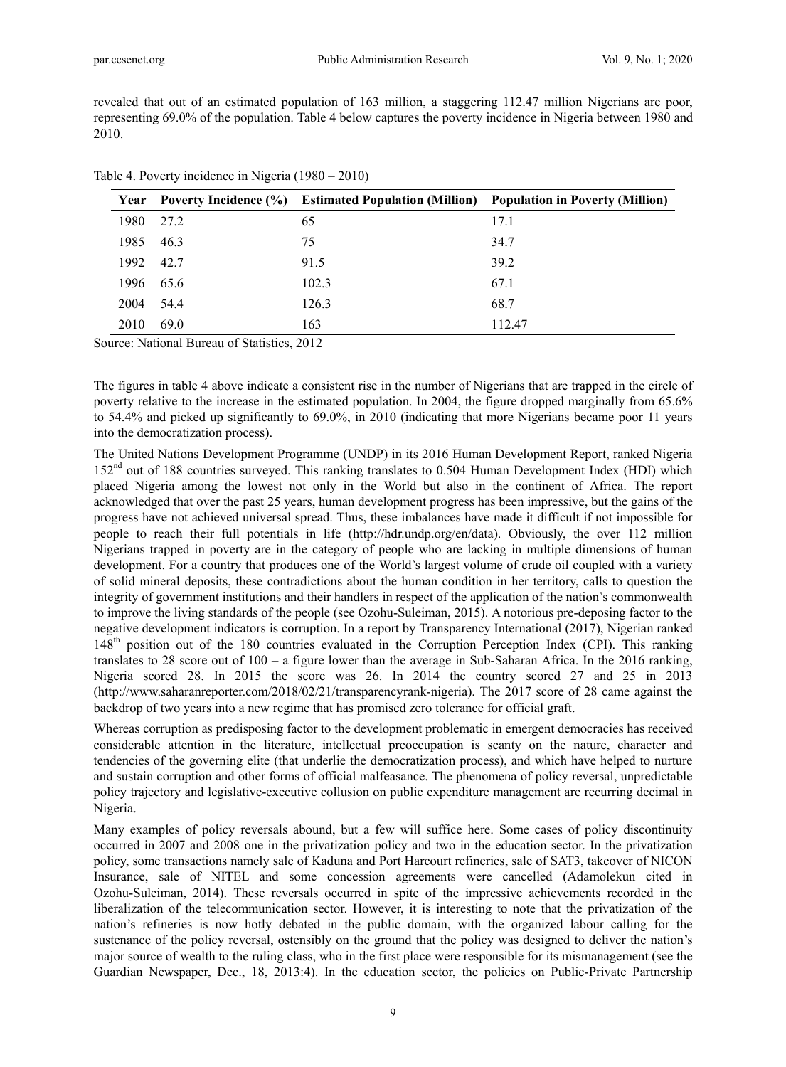revealed that out of an estimated population of 163 million, a staggering 112.47 million Nigerians are poor, representing 69.0% of the population. Table 4 below captures the poverty incidence in Nigeria between 1980 and 2010.

Table 4. Poverty incidence in Nigeria (1980 – 2010)

| Year | Poverty Incidence (%) | Estimated Population (Million) | Population in Poverty (Million) |
|---|---|---|---|
| 1980 | 27.2 | 65 | 17.1 |
| 1985 | 46.3 | 75 | 34.7 |
| 1992 | 42.7 | 91.5 | 39.2 |
| 1996 | 65.6 | 102.3 | 67.1 |
| 2004 | 54.4 | 126.3 | 68.7 |
| 2010 | 69.0 | 163 | 112.47 |

Source: National Bureau of Statistics, 2012

The figures in table 4 above indicate a consistent rise in the number of Nigerians that are trapped in the circle of poverty relative to the increase in the estimated population. In 2004, the figure dropped marginally from 65.6% to 54.4% and picked up significantly to 69.0%, in 2010 (indicating that more Nigerians became poor 11 years into the democratization process).

The United Nations Development Programme (UNDP) in its 2016 Human Development Report, ranked Nigeria 152nd out of 188 countries surveyed. This ranking translates to 0.504 Human Development Index (HDI) which placed Nigeria among the lowest not only in the World but also in the continent of Africa. The report acknowledged that over the past 25 years, human development progress has been impressive, but the gains of the progress have not achieved universal spread. Thus, these imbalances have made it difficult if not impossible for people to reach their full potentials in life (http://hdr.undp.org/en/data). Obviously, the over 112 million Nigerians trapped in poverty are in the category of people who are lacking in multiple dimensions of human development. For a country that produces one of the World's largest volume of crude oil coupled with a variety of solid mineral deposits, these contradictions about the human condition in her territory, calls to question the integrity of government institutions and their handlers in respect of the application of the nation's commonwealth to improve the living standards of the people (see Ozohu-Suleiman, 2015). A notorious pre-deposing factor to the negative development indicators is corruption. In a report by Transparency International (2017), Nigerian ranked 148th position out of the 180 countries evaluated in the Corruption Perception Index (CPI). This ranking translates to 28 score out of 100 – a figure lower than the average in Sub-Saharan Africa. In the 2016 ranking, Nigeria scored 28. In 2015 the score was 26. In 2014 the country scored 27 and 25 in 2013 (http://www.saharanreporter.com/2018/02/21/transparencyrank-nigeria). The 2017 score of 28 came against the backdrop of two years into a new regime that has promised zero tolerance for official graft.

Whereas corruption as predisposing factor to the development problematic in emergent democracies has received considerable attention in the literature, intellectual preoccupation is scanty on the nature, character and tendencies of the governing elite (that underlie the democratization process), and which have helped to nurture and sustain corruption and other forms of official malfeasance. The phenomena of policy reversal, unpredictable policy trajectory and legislative-executive collusion on public expenditure management are recurring decimal in Nigeria.

Many examples of policy reversals abound, but a few will suffice here. Some cases of policy discontinuity occurred in 2007 and 2008 one in the privatization policy and two in the education sector. In the privatization policy, some transactions namely sale of Kaduna and Port Harcourt refineries, sale of SAT3, takeover of NICON Insurance, sale of NITEL and some concession agreements were cancelled (Adamolekun cited in Ozohu-Suleiman, 2014). These reversals occurred in spite of the impressive achievements recorded in the liberalization of the telecommunication sector. However, it is interesting to note that the privatization of the nation's refineries is now hotly debated in the public domain, with the organized labour calling for the sustenance of the policy reversal, ostensibly on the ground that the policy was designed to deliver the nation's major source of wealth to the ruling class, who in the first place were responsible for its mismanagement (see the Guardian Newspaper, Dec., 18, 2013:4). In the education sector, the policies on Public-Private Partnership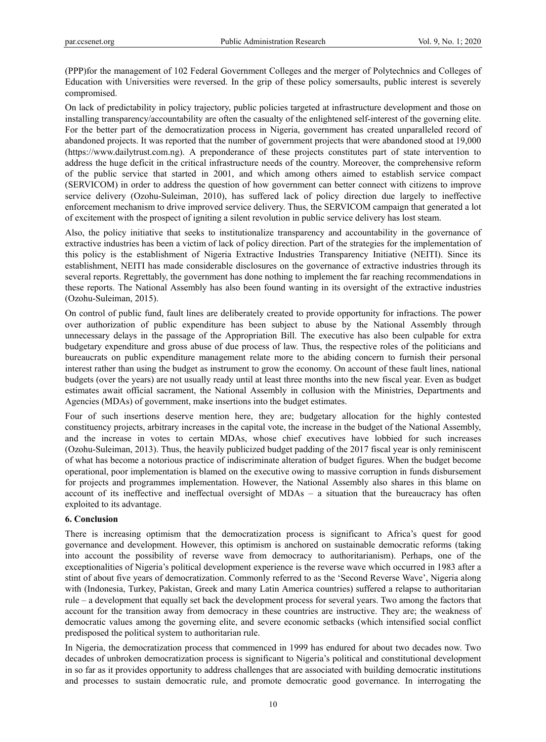(PPP)for the management of 102 Federal Government Colleges and the merger of Polytechnics and Colleges of Education with Universities were reversed. In the grip of these policy somersaults, public interest is severely compromised.

On lack of predictability in policy trajectory, public policies targeted at infrastructure development and those on installing transparency/accountability are often the casualty of the enlightened self-interest of the governing elite. For the better part of the democratization process in Nigeria, government has created unparalleled record of abandoned projects. It was reported that the number of government projects that were abandoned stood at 19,000 (https://www.dailytrust.com.ng). A preponderance of these projects constitutes part of state intervention to address the huge deficit in the critical infrastructure needs of the country. Moreover, the comprehensive reform of the public service that started in 2001, and which among others aimed to establish service compact (SERVICOM) in order to address the question of how government can better connect with citizens to improve service delivery (Ozohu-Suleiman, 2010), has suffered lack of policy direction due largely to ineffective enforcement mechanism to drive improved service delivery. Thus, the SERVICOM campaign that generated a lot of excitement with the prospect of igniting a silent revolution in public service delivery has lost steam.

Also, the policy initiative that seeks to institutionalize transparency and accountability in the governance of extractive industries has been a victim of lack of policy direction. Part of the strategies for the implementation of this policy is the establishment of Nigeria Extractive Industries Transparency Initiative (NEITI). Since its establishment, NEITI has made considerable disclosures on the governance of extractive industries through its several reports. Regrettably, the government has done nothing to implement the far reaching recommendations in these reports. The National Assembly has also been found wanting in its oversight of the extractive industries (Ozohu-Suleiman, 2015).

On control of public fund, fault lines are deliberately created to provide opportunity for infractions. The power over authorization of public expenditure has been subject to abuse by the National Assembly through unnecessary delays in the passage of the Appropriation Bill. The executive has also been culpable for extra budgetary expenditure and gross abuse of due process of law. Thus, the respective roles of the politicians and bureaucrats on public expenditure management relate more to the abiding concern to furnish their personal interest rather than using the budget as instrument to grow the economy. On account of these fault lines, national budgets (over the years) are not usually ready until at least three months into the new fiscal year. Even as budget estimates await official sacrament, the National Assembly in collusion with the Ministries, Departments and Agencies (MDAs) of government, make insertions into the budget estimates.

Four of such insertions deserve mention here, they are; budgetary allocation for the highly contested constituency projects, arbitrary increases in the capital vote, the increase in the budget of the National Assembly, and the increase in votes to certain MDAs, whose chief executives have lobbied for such increases (Ozohu-Suleiman, 2013). Thus, the heavily publicized budget padding of the 2017 fiscal year is only reminiscent of what has become a notorious practice of indiscriminate alteration of budget figures. When the budget become operational, poor implementation is blamed on the executive owing to massive corruption in funds disbursement for projects and programmes implementation. However, the National Assembly also shares in this blame on account of its ineffective and ineffectual oversight of MDAs – a situation that the bureaucracy has often exploited to its advantage.

## 6. Conclusion

There is increasing optimism that the democratization process is significant to Africa's quest for good governance and development. However, this optimism is anchored on sustainable democratic reforms (taking into account the possibility of reverse wave from democracy to authoritarianism). Perhaps, one of the exceptionalities of Nigeria's political development experience is the reverse wave which occurred in 1983 after a stint of about five years of democratization. Commonly referred to as the 'Second Reverse Wave', Nigeria along with (Indonesia, Turkey, Pakistan, Greek and many Latin America countries) suffered a relapse to authoritarian rule – a development that equally set back the development process for several years. Two among the factors that account for the transition away from democracy in these countries are instructive. They are; the weakness of democratic values among the governing elite, and severe economic setbacks (which intensified social conflict predisposed the political system to authoritarian rule.

In Nigeria, the democratization process that commenced in 1999 has endured for about two decades now. Two decades of unbroken democratization process is significant to Nigeria's political and constitutional development in so far as it provides opportunity to address challenges that are associated with building democratic institutions and processes to sustain democratic rule, and promote democratic good governance. In interrogating the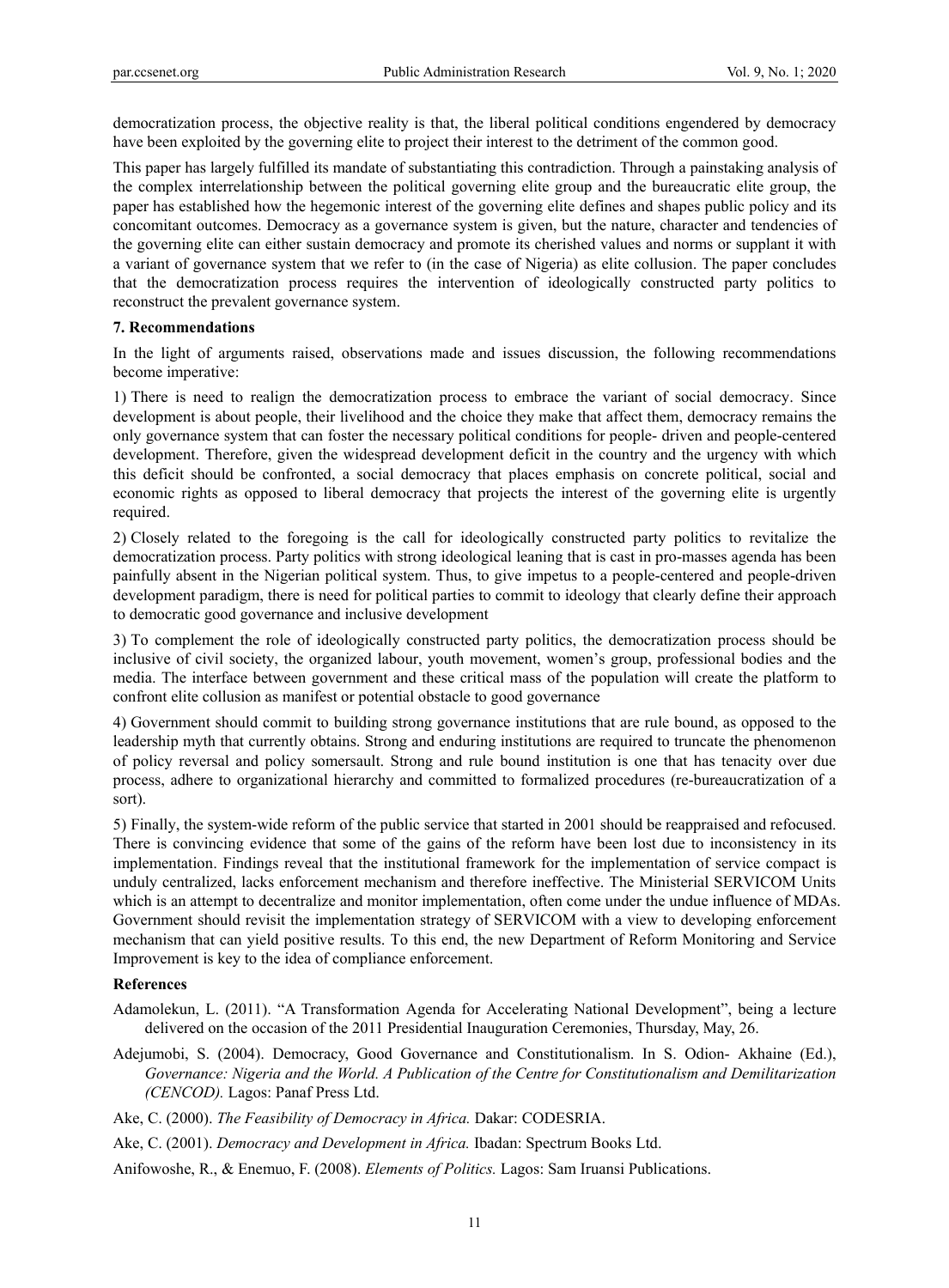democratization process, the objective reality is that, the liberal political conditions engendered by democracy have been exploited by the governing elite to project their interest to the detriment of the common good.

This paper has largely fulfilled its mandate of substantiating this contradiction. Through a painstaking analysis of the complex interrelationship between the political governing elite group and the bureaucratic elite group, the paper has established how the hegemonic interest of the governing elite defines and shapes public policy and its concomitant outcomes. Democracy as a governance system is given, but the nature, character and tendencies of the governing elite can either sustain democracy and promote its cherished values and norms or supplant it with a variant of governance system that we refer to (in the case of Nigeria) as elite collusion. The paper concludes that the democratization process requires the intervention of ideologically constructed party politics to reconstruct the prevalent governance system.

**7. Recommendations**

In the light of arguments raised, observations made and issues discussion, the following recommendations become imperative:

1) There is need to realign the democratization process to embrace the variant of social democracy. Since development is about people, their livelihood and the choice they make that affect them, democracy remains the only governance system that can foster the necessary political conditions for people- driven and people-centered development. Therefore, given the widespread development deficit in the country and the urgency with which this deficit should be confronted, a social democracy that places emphasis on concrete political, social and economic rights as opposed to liberal democracy that projects the interest of the governing elite is urgently required.

2) Closely related to the foregoing is the call for ideologically constructed party politics to revitalize the democratization process. Party politics with strong ideological leaning that is cast in pro-masses agenda has been painfully absent in the Nigerian political system. Thus, to give impetus to a people-centered and people-driven development paradigm, there is need for political parties to commit to ideology that clearly define their approach to democratic good governance and inclusive development

3) To complement the role of ideologically constructed party politics, the democratization process should be inclusive of civil society, the organized labour, youth movement, women's group, professional bodies and the media. The interface between government and these critical mass of the population will create the platform to confront elite collusion as manifest or potential obstacle to good governance

4) Government should commit to building strong governance institutions that are rule bound, as opposed to the leadership myth that currently obtains. Strong and enduring institutions are required to truncate the phenomenon of policy reversal and policy somersault. Strong and rule bound institution is one that has tenacity over due process, adhere to organizational hierarchy and committed to formalized procedures (re-bureaucratization of a sort).

5) Finally, the system-wide reform of the public service that started in 2001 should be reappraised and refocused. There is convincing evidence that some of the gains of the reform have been lost due to inconsistency in its implementation. Findings reveal that the institutional framework for the implementation of service compact is unduly centralized, lacks enforcement mechanism and therefore ineffective. The Ministerial SERVICOM Units which is an attempt to decentralize and monitor implementation, often come under the undue influence of MDAs. Government should revisit the implementation strategy of SERVICOM with a view to developing enforcement mechanism that can yield positive results. To this end, the new Department of Reform Monitoring and Service Improvement is key to the idea of compliance enforcement.

**References**

Adamolekun, L. (2011). "A Transformation Agenda for Accelerating National Development", being a lecture delivered on the occasion of the 2011 Presidential Inauguration Ceremonies, Thursday, May, 26.

Adejumobi, S. (2004). Democracy, Good Governance and Constitutionalism. In S. Odion- Akhaine (Ed.), *Governance: Nigeria and the World. A Publication of the Centre for Constitutionalism and Demilitarization (CENCOD).* Lagos: Panaf Press Ltd.

Ake, C. (2000). *The Feasibility of Democracy in Africa.* Dakar: CODESRIA.

Ake, C. (2001). *Democracy and Development in Africa.* Ibadan: Spectrum Books Ltd.

Anifowoshe, R., & Enemuo, F. (2008). *Elements of Politics.* Lagos: Sam Iruansi Publications.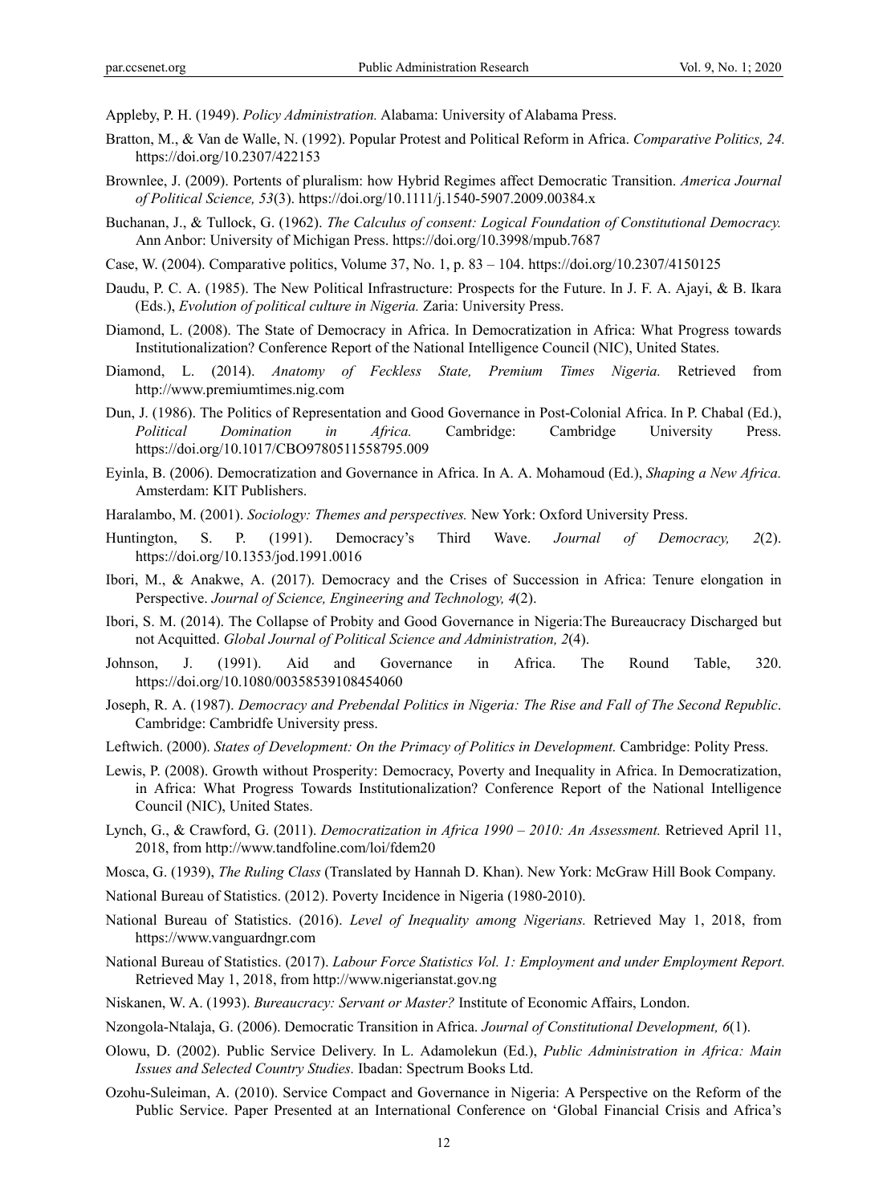Appleby, P. H. (1949). *Policy Administration.* Alabama: University of Alabama Press.

Bratton, M., & Van de Walle, N. (1992). Popular Protest and Political Reform in Africa. *Comparative Politics, 24.* https://doi.org/10.2307/422153

Brownlee, J. (2009). Portents of pluralism: how Hybrid Regimes affect Democratic Transition. *America Journal of Political Science, 53*(3). https://doi.org/10.1111/j.1540-5907.2009.00384.x

Buchanan, J., & Tullock, G. (1962). *The Calculus of consent: Logical Foundation of Constitutional Democracy.* Ann Anbor: University of Michigan Press. https://doi.org/10.3998/mpub.7687

Case, W. (2004). Comparative politics, Volume 37, No. 1, p. 83 – 104. https://doi.org/10.2307/4150125

Daudu, P. C. A. (1985). The New Political Infrastructure: Prospects for the Future. In J. F. A. Ajayi, & B. Ikara (Eds.), *Evolution of political culture in Nigeria.* Zaria: University Press.

Diamond, L. (2008). The State of Democracy in Africa. In Democratization in Africa: What Progress towards Institutionalization? Conference Report of the National Intelligence Council (NIC), United States.

Diamond, L. (2014). *Anatomy of Feckless State, Premium Times Nigeria.* Retrieved from http://www.premiumtimes.nig.com

Dun, J. (1986). The Politics of Representation and Good Governance in Post-Colonial Africa. In P. Chabal (Ed.), *Political Domination in Africa.* Cambridge: Cambridge University Press. https://doi.org/10.1017/CBO9780511558795.009

Eyinla, B. (2006). Democratization and Governance in Africa. In A. A. Mohamoud (Ed.), *Shaping a New Africa.* Amsterdam: KIT Publishers.

Haralambo, M. (2001). *Sociology: Themes and perspectives.* New York: Oxford University Press.

Huntington, S. P. (1991). Democracy's Third Wave. *Journal of Democracy, 2*(2). https://doi.org/10.1353/jod.1991.0016

Ibori, M., & Anakwe, A. (2017). Democracy and the Crises of Succession in Africa: Tenure elongation in Perspective. *Journal of Science, Engineering and Technology, 4*(2).

Ibori, S. M. (2014). The Collapse of Probity and Good Governance in Nigeria:The Bureaucracy Discharged but not Acquitted. *Global Journal of Political Science and Administration, 2*(4).

Johnson, J. (1991). Aid and Governance in Africa. The Round Table, 320. https://doi.org/10.1080/00358539108454060

Joseph, R. A. (1987). *Democracy and Prebendal Politics in Nigeria: The Rise and Fall of The Second Republic*. Cambridge: Cambridfe University press.

Leftwich. (2000). *States of Development: On the Primacy of Politics in Development.* Cambridge: Polity Press.

Lewis, P. (2008). Growth without Prosperity: Democracy, Poverty and Inequality in Africa. In Democratization, in Africa: What Progress Towards Institutionalization? Conference Report of the National Intelligence Council (NIC), United States.

Lynch, G., & Crawford, G. (2011). *Democratization in Africa 1990 – 2010: An Assessment.* Retrieved April 11, 2018, from http://www.tandfoline.com/loi/fdem20

Mosca, G. (1939), *The Ruling Class* (Translated by Hannah D. Khan). New York: McGraw Hill Book Company.

National Bureau of Statistics. (2012). Poverty Incidence in Nigeria (1980-2010).

National Bureau of Statistics. (2016). *Level of Inequality among Nigerians.* Retrieved May 1, 2018, from https://www.vanguardngr.com

National Bureau of Statistics. (2017). *Labour Force Statistics Vol. 1: Employment and under Employment Report.* Retrieved May 1, 2018, from http://www.nigerianstat.gov.ng

Niskanen, W. A. (1993). *Bureaucracy: Servant or Master?* Institute of Economic Affairs, London.

Nzongola-Ntalaja, G. (2006). Democratic Transition in Africa. *Journal of Constitutional Development, 6*(1).

Olowu, D. (2002). Public Service Delivery. In L. Adamolekun (Ed.), *Public Administration in Africa: Main Issues and Selected Country Studies.* Ibadan: Spectrum Books Ltd.

Ozohu-Suleiman, A. (2010). Service Compact and Governance in Nigeria: A Perspective on the Reform of the Public Service. Paper Presented at an International Conference on 'Global Financial Crisis and Africa's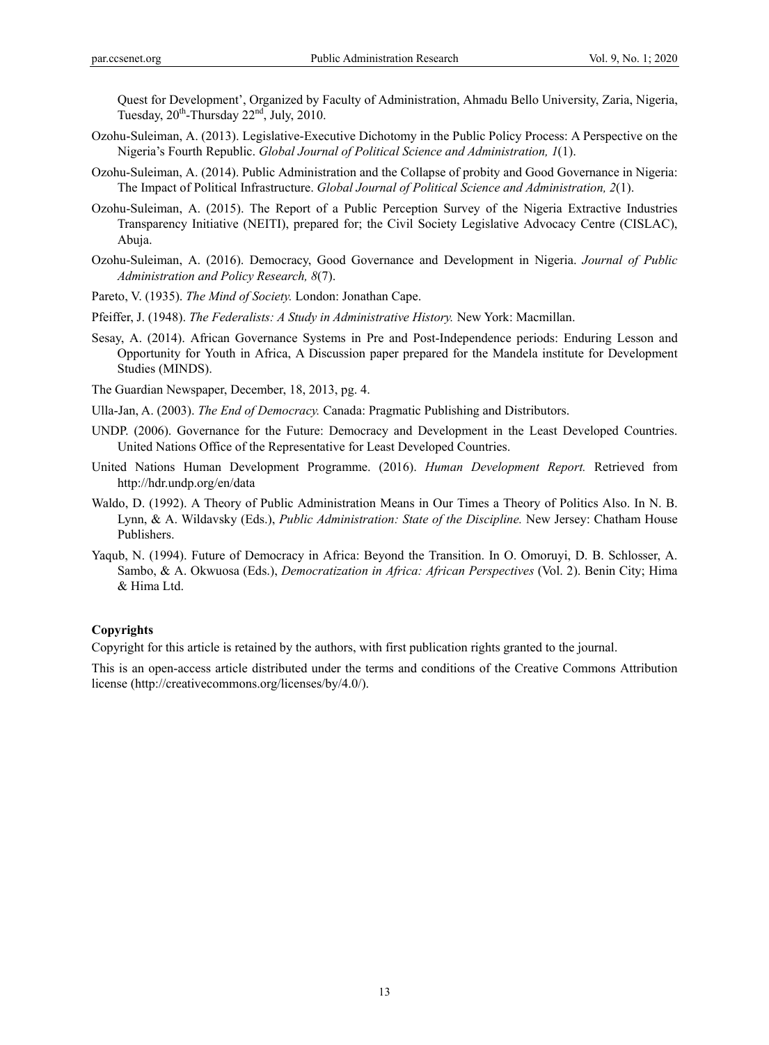Quest for Development', Organized by Faculty of Administration, Ahmadu Bello University, Zaria, Nigeria, Tuesday, 20th-Thursday 22nd, July, 2010.

Ozohu-Suleiman, A. (2013). Legislative-Executive Dichotomy in the Public Policy Process: A Perspective on the Nigeria's Fourth Republic. *Global Journal of Political Science and Administration, 1*(1).

Ozohu-Suleiman, A. (2014). Public Administration and the Collapse of probity and Good Governance in Nigeria: The Impact of Political Infrastructure. *Global Journal of Political Science and Administration, 2*(1).

Ozohu-Suleiman, A. (2015). The Report of a Public Perception Survey of the Nigeria Extractive Industries Transparency Initiative (NEITI), prepared for; the Civil Society Legislative Advocacy Centre (CISLAC), Abuja.

Ozohu-Suleiman, A. (2016). Democracy, Good Governance and Development in Nigeria. *Journal of Public Administration and Policy Research, 8*(7).

Pareto, V. (1935). *The Mind of Society.* London: Jonathan Cape.

Pfeiffer, J. (1948). *The Federalists: A Study in Administrative History.* New York: Macmillan.

Sesay, A. (2014). African Governance Systems in Pre and Post-Independence periods: Enduring Lesson and Opportunity for Youth in Africa, A Discussion paper prepared for the Mandela institute for Development Studies (MINDS).

The Guardian Newspaper, December, 18, 2013, pg. 4.

Ulla-Jan, A. (2003). *The End of Democracy.* Canada: Pragmatic Publishing and Distributors.

UNDP. (2006). Governance for the Future: Democracy and Development in the Least Developed Countries. United Nations Office of the Representative for Least Developed Countries.

United Nations Human Development Programme. (2016). *Human Development Report.* Retrieved from http://hdr.undp.org/en/data

Waldo, D. (1992). A Theory of Public Administration Means in Our Times a Theory of Politics Also. In N. B. Lynn, & A. Wildavsky (Eds.), *Public Administration: State of the Discipline.* New Jersey: Chatham House Publishers.

Yaqub, N. (1994). Future of Democracy in Africa: Beyond the Transition. In O. Omoruyi, D. B. Schlosser, A. Sambo, & A. Okwuosa (Eds.), *Democratization in Africa: African Perspectives* (Vol. 2). Benin City; Hima & Hima Ltd.

**Copyrights**

Copyright for this article is retained by the authors, with first publication rights granted to the journal.

This is an open-access article distributed under the terms and conditions of the Creative Commons Attribution license (http://creativecommons.org/licenses/by/4.0/).